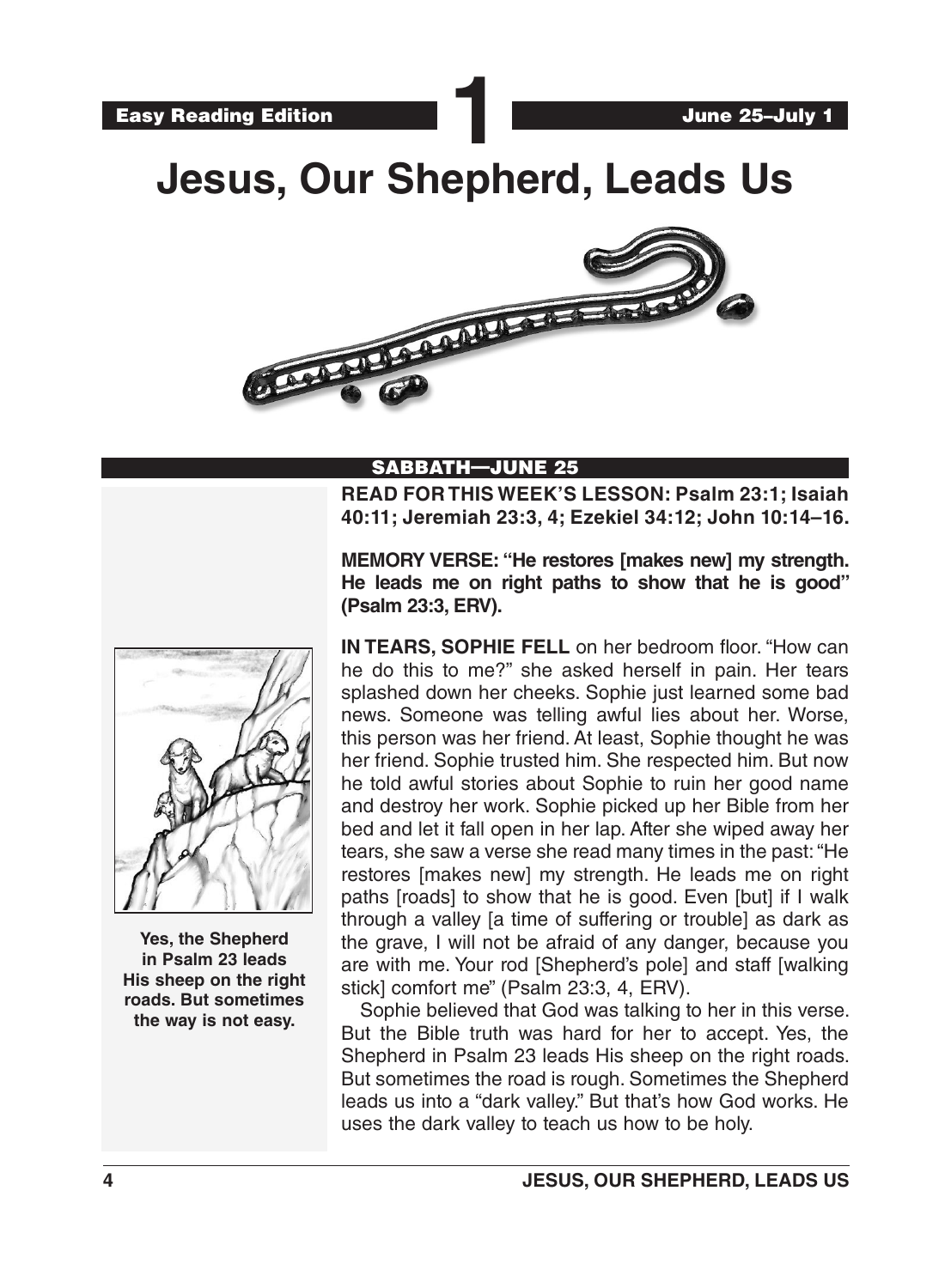Easy Reading Edition **1** June 25–July 1

# Jesus, Our Shepherd, Leads Us

## SABBATH—JUNE 25

**READ FOR THIS WEEK'S LESSON: Psalm 23:1; Isaiah 40:11; Jeremiah 23:3, 4; Ezekiel 34:12; John 10:14–16.**

**MEMORY VERSE: "He restores [makes new] my strength. He leads me on right paths to show that he is good" (Psalm 23:3, ERV).**

**Yes, the Shepherd in Psalm 23 leads His sheep on the right roads. But sometimes the way is not easy.**

**IN TEARS, SOPHIE FELL** on her bedroom floor. "How can he do this to me?" she asked herself in pain. Her tears splashed down her cheeks. Sophie just learned some bad news. Someone was telling awful lies about her. Worse, this person was her friend. At least, Sophie thought he was her friend. Sophie trusted him. She respected him. But now he told awful stories about Sophie to ruin her good name and destroy her work. Sophie picked up her Bible from her bed and let it fall open in her lap. After she wiped away her tears, she saw a verse she read many times in the past: "He restores [makes new] my strength. He leads me on right paths [roads] to show that he is good. Even [but] if I walk through a valley [a time of suffering or trouble] as dark as the grave, I will not be afraid of any danger, because you are with me. Your rod [Shepherd's pole] and staff [walking stick] comfort me" (Psalm 23:3, 4, ERV).

Sophie believed that God was talking to her in this verse. But the Bible truth was hard for her to accept. Yes, the Shepherd in Psalm 23 leads His sheep on the right roads. But sometimes the road is rough. Sometimes the Shepherd leads us into a "dark valley." But that's how God works. He uses the dark valley to teach us how to be holy.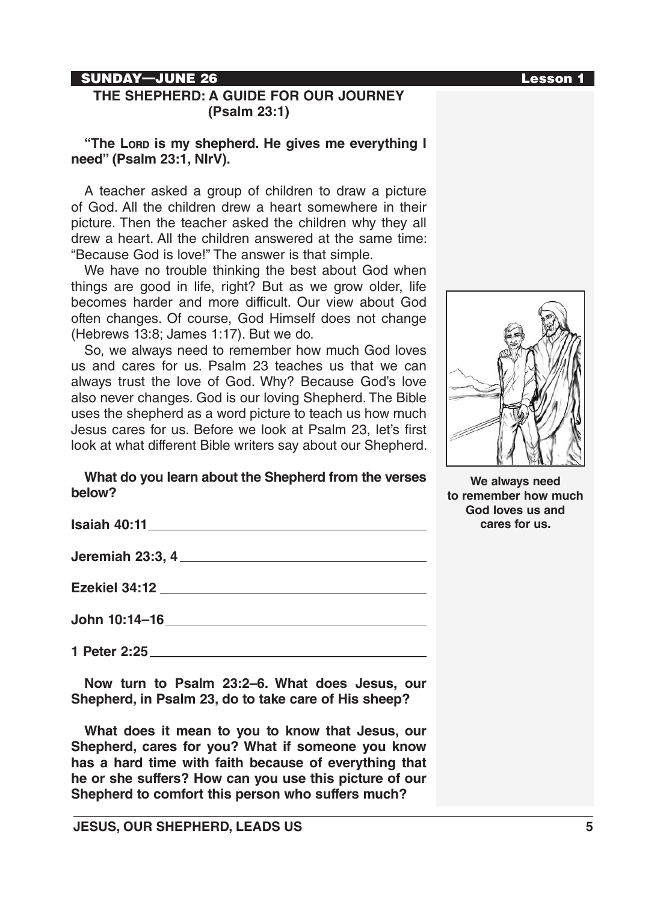**SUNDAY—JUNE 26** **Lesson 1**

## THE SHEPHERD: A GUIDE FOR OUR JOURNEY (Psalm 23:1)

**"The LORD is my shepherd. He gives me everything I need" (Psalm 23:1, NIrV).**

A teacher asked a group of children to draw a picture of God. All the children drew a heart somewhere in their picture. Then the teacher asked the children why they all drew a heart. All the children answered at the same time: "Because God is love!" The answer is that simple.

We have no trouble thinking the best about God when things are good in life, right? But as we grow older, life becomes harder and more difficult. Our view about God often changes. Of course, God Himself does not change (Hebrews 13:8; James 1:17). But we do.

So, we always need to remember how much God loves us and cares for us. Psalm 23 teaches us that we can always trust the love of God. Why? Because God's love also never changes. God is our loving Shepherd. The Bible uses the shepherd as a word picture to teach us how much Jesus cares for us. Before we look at Psalm 23, let's first look at what different Bible writers say about our Shepherd.

We always need to remember how much God loves us and cares for us.

**What do you learn about the Shepherd from the verses below?**

**Isaiah 40:11** ______________________________

**Jeremiah 23:3, 4** ______________________________

**Ezekiel 34:12** ______________________________

**John 10:14–16** ______________________________

**1 Peter 2:25** ______________________________

**Now turn to Psalm 23:2–6. What does Jesus, our Shepherd, in Psalm 23, do to take care of His sheep?**

**What does it mean to you to know that Jesus, our Shepherd, cares for you? What if someone you know has a hard time with faith because of everything that he or she suffers? How can you use this picture of our Shepherd to comfort this person who suffers much?**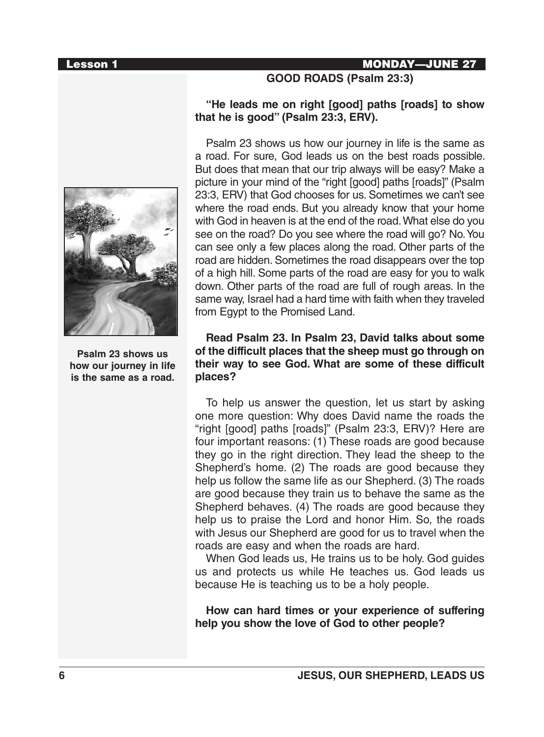## GOOD ROADS (Psalm 23:3)

**"He leads me on right [good] paths [roads] to show that he is good" (Psalm 23:3, ERV).**

Psalm 23 shows us how our journey in life is the same as a road. For sure, God leads us on the best roads possible. But does that mean that our trip always will be easy? Make a picture in your mind of the "right [good] paths [roads]" (Psalm 23:3, ERV) that God chooses for us. Sometimes we can't see where the road ends. But you already know that your home with God in heaven is at the end of the road. What else do you see on the road? Do you see where the road will go? No. You can see only a few places along the road. Other parts of the road are hidden. Sometimes the road disappears over the top of a high hill. Some parts of the road are easy for you to walk down. Other parts of the road are full of rough areas. In the same way, Israel had a hard time with faith when they traveled from Egypt to the Promised Land.

**Psalm 23 shows us how our journey in life is the same as a road.**

**Read Psalm 23. In Psalm 23, David talks about some of the difficult places that the sheep must go through on their way to see God. What are some of these difficult places?**

To help us answer the question, let us start by asking one more question: Why does David name the roads the "right [good] paths [roads]" (Psalm 23:3, ERV)? Here are four important reasons: (1) These roads are good because they go in the right direction. They lead the sheep to the Shepherd's home. (2) The roads are good because they help us follow the same life as our Shepherd. (3) The roads are good because they train us to behave the same as the Shepherd behaves. (4) The roads are good because they help us to praise the Lord and honor Him. So, the roads with Jesus our Shepherd are good for us to travel when the roads are easy and when the roads are hard.

When God leads us, He trains us to be holy. God guides us and protects us while He teaches us. God leads us because He is teaching us to be a holy people.

**How can hard times or your experience of suffering help you show the love of God to other people?**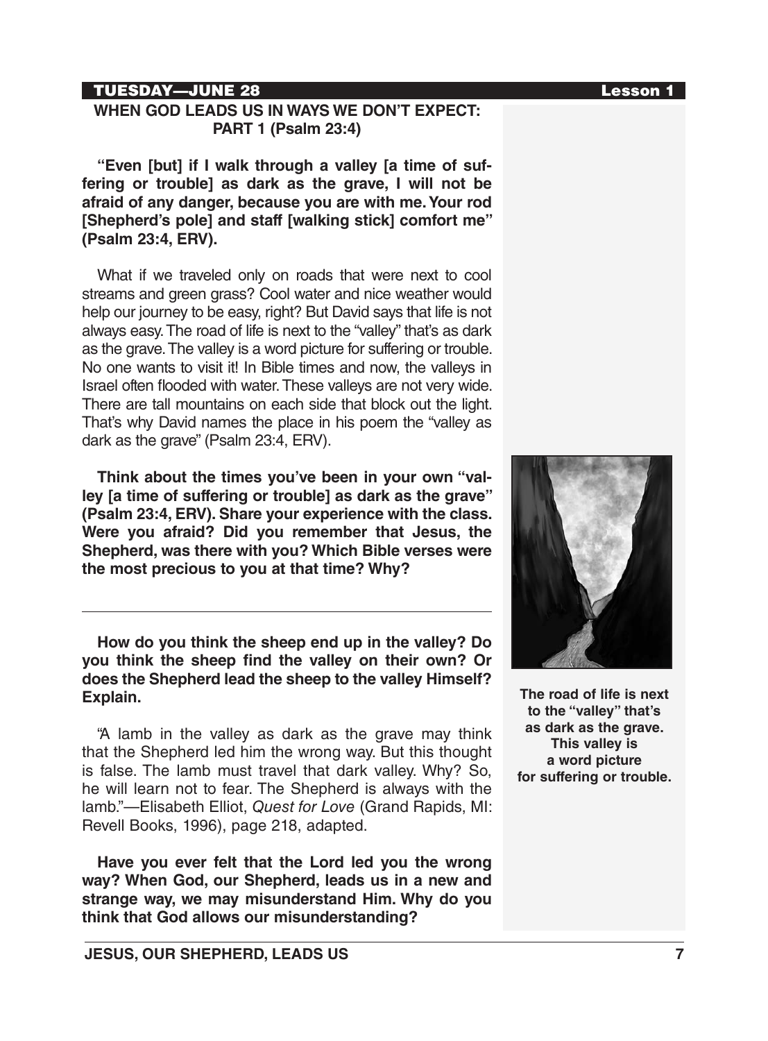**TUESDAY—JUNE 28**

## WHEN GOD LEADS US IN WAYS WE DON'T EXPECT: PART 1 (Psalm 23:4)

**"Even [but] if I walk through a valley [a time of suffering or trouble] as dark as the grave, I will not be afraid of any danger, because you are with me. Your rod [Shepherd's pole] and staff [walking stick] comfort me" (Psalm 23:4, ERV).**

What if we traveled only on roads that were next to cool streams and green grass? Cool water and nice weather would help our journey to be easy, right? But David says that life is not always easy. The road of life is next to the "valley" that's as dark as the grave. The valley is a word picture for suffering or trouble. No one wants to visit it! In Bible times and now, the valleys in Israel often flooded with water. These valleys are not very wide. There are tall mountains on each side that block out the light. That's why David names the place in his poem the "valley as dark as the grave" (Psalm 23:4, ERV).

**Think about the times you've been in your own "valley [a time of suffering or trouble] as dark as the grave" (Psalm 23:4, ERV). Share your experience with the class. Were you afraid? Did you remember that Jesus, the Shepherd, was there with you? Which Bible verses were the most precious to you at that time? Why?**

---

**How do you think the sheep end up in the valley? Do you think the sheep find the valley on their own? Or does the Shepherd lead the sheep to the valley Himself? Explain.**

"A lamb in the valley as dark as the grave may think that the Shepherd led him the wrong way. But this thought is false. The lamb must travel that dark valley. Why? So, he will learn not to fear. The Shepherd is always with the lamb."—Elisabeth Elliot, *Quest for Love* (Grand Rapids, MI: Revell Books, 1996), page 218, adapted.

**Have you ever felt that the Lord led you the wrong way? When God, our Shepherd, leads us in a new and strange way, we may misunderstand Him. Why do you think that God allows our misunderstanding?**

**The road of life is next to the "valley" that's as dark as the grave. This valley is a word picture for suffering or trouble.**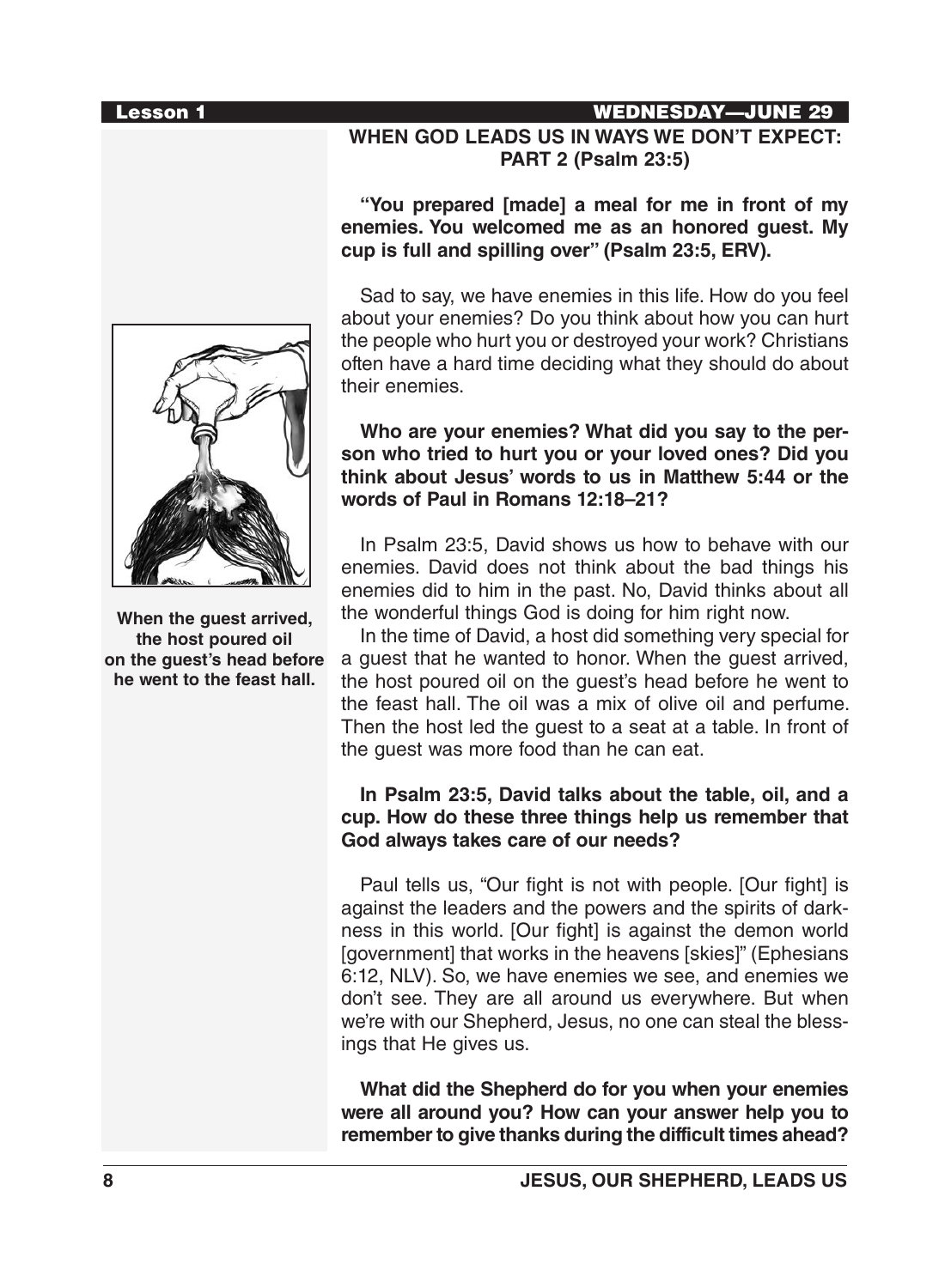WEDNESDAY—JUNE 29

## WHEN GOD LEADS US IN WAYS WE DON'T EXPECT: PART 2 (Psalm 23:5)

**"You prepared [made] a meal for me in front of my enemies. You welcomed me as an honored guest. My cup is full and spilling over" (Psalm 23:5, ERV).**

Sad to say, we have enemies in this life. How do you feel about your enemies? Do you think about how you can hurt the people who hurt you or destroyed your work? Christians often have a hard time deciding what they should do about their enemies.

**Who are your enemies? What did you say to the person who tried to hurt you or your loved ones? Did you think about Jesus' words to us in Matthew 5:44 or the words of Paul in Romans 12:18–21?**

When the guest arrived, the host poured oil on the guest's head before he went to the feast hall.

In Psalm 23:5, David shows us how to behave with our enemies. David does not think about the bad things his enemies did to him in the past. No, David thinks about all the wonderful things God is doing for him right now.

In the time of David, a host did something very special for a guest that he wanted to honor. When the guest arrived, the host poured oil on the guest's head before he went to the feast hall. The oil was a mix of olive oil and perfume. Then the host led the guest to a seat at a table. In front of the guest was more food than he can eat.

**In Psalm 23:5, David talks about the table, oil, and a cup. How do these three things help us remember that God always takes care of our needs?**

Paul tells us, "Our fight is not with people. [Our fight] is against the leaders and the powers and the spirits of darkness in this world. [Our fight] is against the demon world [government] that works in the heavens [skies]" (Ephesians 6:12, NLV). So, we have enemies we see, and enemies we don't see. They are all around us everywhere. But when we're with our Shepherd, Jesus, no one can steal the blessings that He gives us.

**What did the Shepherd do for you when your enemies were all around you? How can your answer help you to remember to give thanks during the difficult times ahead?**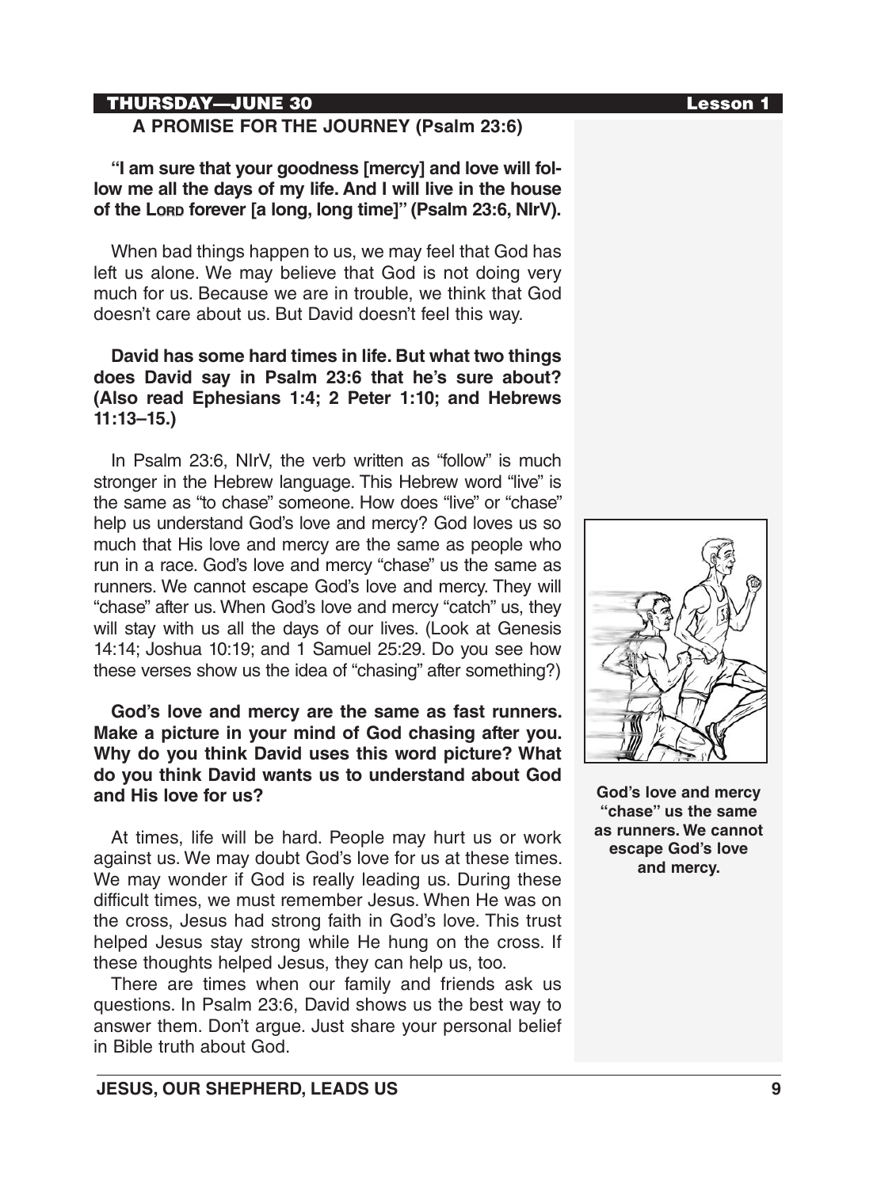THURSDAY—JUNE 30

## A PROMISE FOR THE JOURNEY (Psalm 23:6)

**“I am sure that your goodness [mercy] and love will follow me all the days of my life. And I will live in the house of the LORD forever [a long, long time]” (Psalm 23:6, NIrV).**

When bad things happen to us, we may feel that God has left us alone. We may believe that God is not doing very much for us. Because we are in trouble, we think that God doesn’t care about us. But David doesn’t feel this way.

**David has some hard times in life. But what two things does David say in Psalm 23:6 that he’s sure about? (Also read Ephesians 1:4; 2 Peter 1:10; and Hebrews 11:13–15.)**

In Psalm 23:6, NIrV, the verb written as “follow” is much stronger in the Hebrew language. This Hebrew word “live” is the same as “to chase” someone. How does “live” or “chase” help us understand God’s love and mercy? God loves us so much that His love and mercy are the same as people who run in a race. God’s love and mercy “chase” us the same as runners. We cannot escape God’s love and mercy. They will “chase” after us. When God’s love and mercy “catch” us, they will stay with us all the days of our lives. (Look at Genesis 14:14; Joshua 10:19; and 1 Samuel 25:29. Do you see how these verses show us the idea of “chasing” after something?)

**God’s love and mercy are the same as fast runners. Make a picture in your mind of God chasing after you. Why do you think David uses this word picture? What do you think David wants us to understand about God and His love for us?**

At times, life will be hard. People may hurt us or work against us. We may doubt God’s love for us at these times. We may wonder if God is really leading us. During these difficult times, we must remember Jesus. When He was on the cross, Jesus had strong faith in God’s love. This trust helped Jesus stay strong while He hung on the cross. If these thoughts helped Jesus, they can help us, too.

There are times when our family and friends ask us questions. In Psalm 23:6, David shows us the best way to answer them. Don’t argue. Just share your personal belief in Bible truth about God.

**God’s love and mercy “chase” us the same as runners. We cannot escape God’s love and mercy.**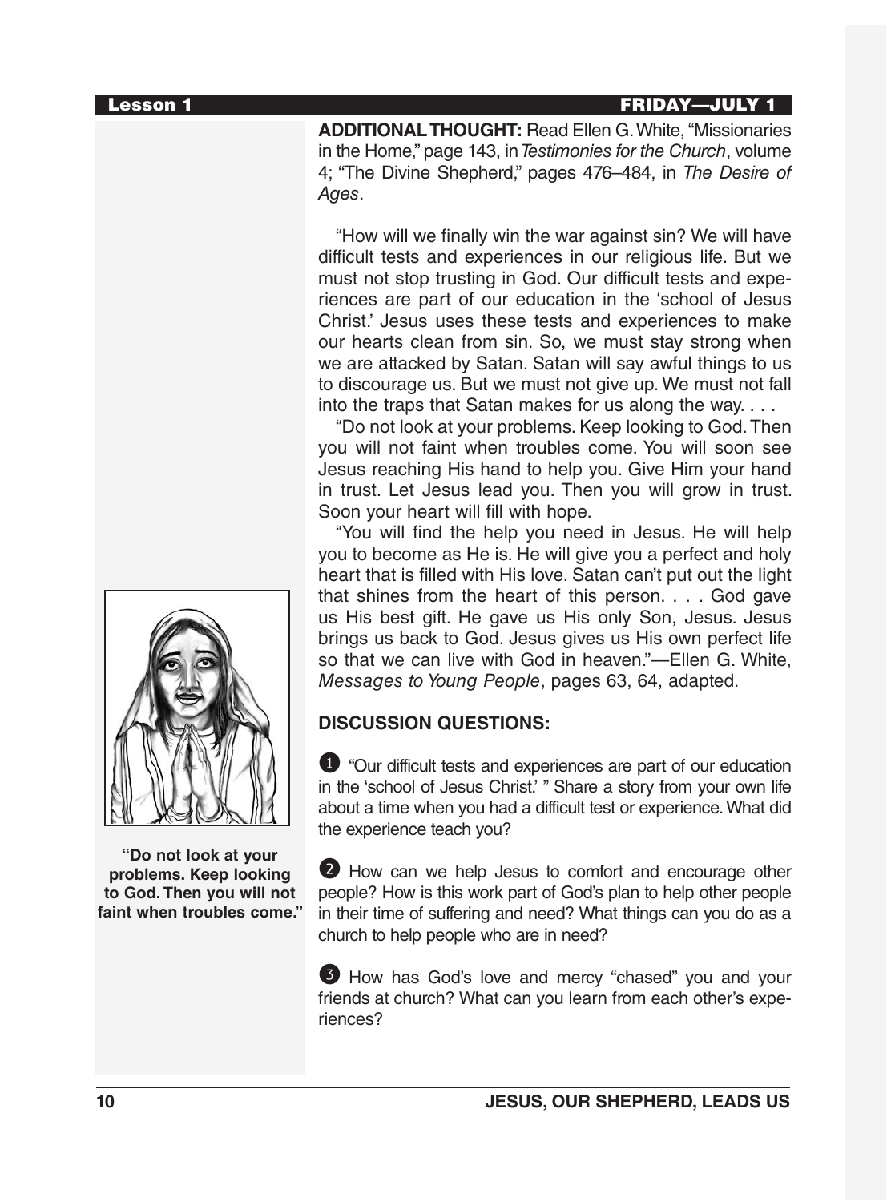**ADDITIONAL THOUGHT:** Read Ellen G. White, "Missionaries in the Home," page 143, in *Testimonies for the Church*, volume 4; "The Divine Shepherd," pages 476–484, in *The Desire of Ages*.

"How will we finally win the war against sin? We will have difficult tests and experiences in our religious life. But we must not stop trusting in God. Our difficult tests and experiences are part of our education in the 'school of Jesus Christ.' Jesus uses these tests and experiences to make our hearts clean from sin. So, we must stay strong when we are attacked by Satan. Satan will say awful things to us to discourage us. But we must not give up. We must not fall into the traps that Satan makes for us along the way. . . .

"Do not look at your problems. Keep looking to God. Then you will not faint when troubles come. You will soon see Jesus reaching His hand to help you. Give Him your hand in trust. Let Jesus lead you. Then you will grow in trust. Soon your heart will fill with hope.

"You will find the help you need in Jesus. He will help you to become as He is. He will give you a perfect and holy heart that is filled with His love. Satan can't put out the light that shines from the heart of this person. . . . God gave us His best gift. He gave us His only Son, Jesus. Jesus brings us back to God. Jesus gives us His own perfect life so that we can live with God in heaven."—Ellen G. White, *Messages to Young People*, pages 63, 64, adapted.

**"Do not look at your problems. Keep looking to God. Then you will not faint when troubles come."**

**DISCUSSION QUESTIONS:**

1. "Our difficult tests and experiences are part of our education in the 'school of Jesus Christ.' " Share a story from your own life about a time when you had a difficult test or experience. What did the experience teach you?

2. How can we help Jesus to comfort and encourage other people? How is this work part of God's plan to help other people in their time of suffering and need? What things can you do as a church to help people who are in need?

3. How has God's love and mercy "chased" you and your friends at church? What can you learn from each other's experiences?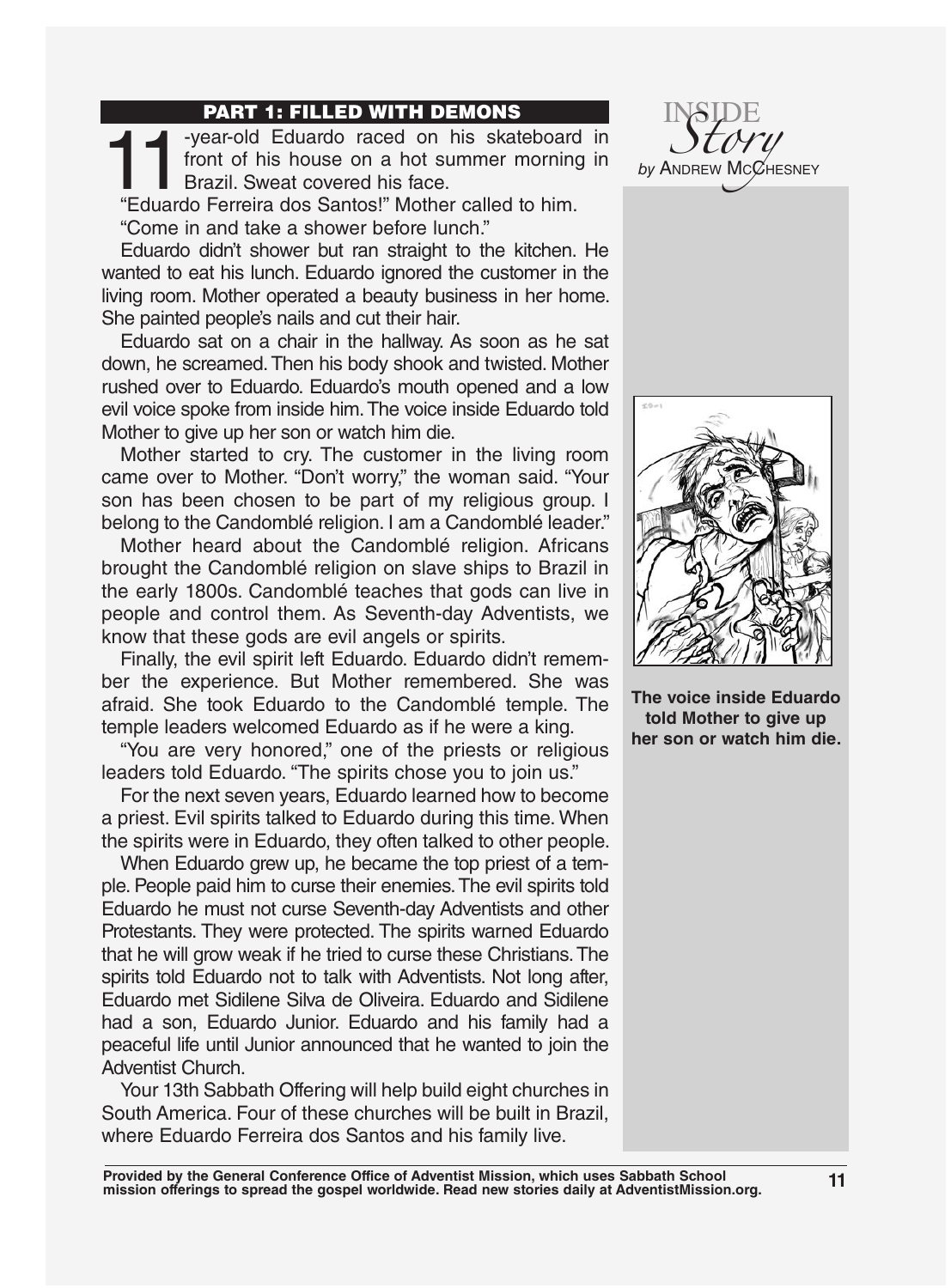## PART 1: FILLED WITH DEMONS

11-year-old Eduardo raced on his skateboard in front of his house on a hot summer morning in Brazil. Sweat covered his face.

"Eduardo Ferreira dos Santos!" Mother called to him. "Come in and take a shower before lunch."

Eduardo didn't shower but ran straight to the kitchen. He wanted to eat his lunch. Eduardo ignored the customer in the living room. Mother operated a beauty business in her home. She painted people's nails and cut their hair.

Eduardo sat on a chair in the hallway. As soon as he sat down, he screamed. Then his body shook and twisted. Mother rushed over to Eduardo. Eduardo's mouth opened and a low evil voice spoke from inside him. The voice inside Eduardo told Mother to give up her son or watch him die.

Mother started to cry. The customer in the living room came over to Mother. "Don't worry," the woman said. "Your son has been chosen to be part of my religious group. I belong to the Candomblé religion. I am a Candomblé leader."

Mother heard about the Candomblé religion. Africans brought the Candomblé religion on slave ships to Brazil in the early 1800s. Candomblé teaches that gods can live in people and control them. As Seventh-day Adventists, we know that these gods are evil angels or spirits.

Finally, the evil spirit left Eduardo. Eduardo didn't remember the experience. But Mother remembered. She was afraid. She took Eduardo to the Candomblé temple. The temple leaders welcomed Eduardo as if he were a king.

"You are very honored," one of the priests or religious leaders told Eduardo. "The spirits chose you to join us."

For the next seven years, Eduardo learned how to become a priest. Evil spirits talked to Eduardo during this time. When the spirits were in Eduardo, they often talked to other people.

When Eduardo grew up, he became the top priest of a temple. People paid him to curse their enemies. The evil spirits told Eduardo he must not curse Seventh-day Adventists and other Protestants. They were protected. The spirits warned Eduardo that he will grow weak if he tried to curse these Christians. The spirits told Eduardo not to talk with Adventists. Not long after, Eduardo met Sidilene Silva de Oliveira. Eduardo and Sidilene had a son, Eduardo Junior. Eduardo and his family had a peaceful life until Junior announced that he wanted to join the Adventist Church.

Your 13th Sabbath Offering will help build eight churches in South America. Four of these churches will be built in Brazil, where Eduardo Ferreira dos Santos and his family live.

INSIDE *Story* by ANDREW MCCHESNEY

**The voice inside Eduardo told Mother to give up her son or watch him die.**

**Provided by the General Conference Office of Adventist Mission, which uses Sabbath School mission offerings to spread the gospel worldwide. Read new stories daily at AdventistMission.org.**